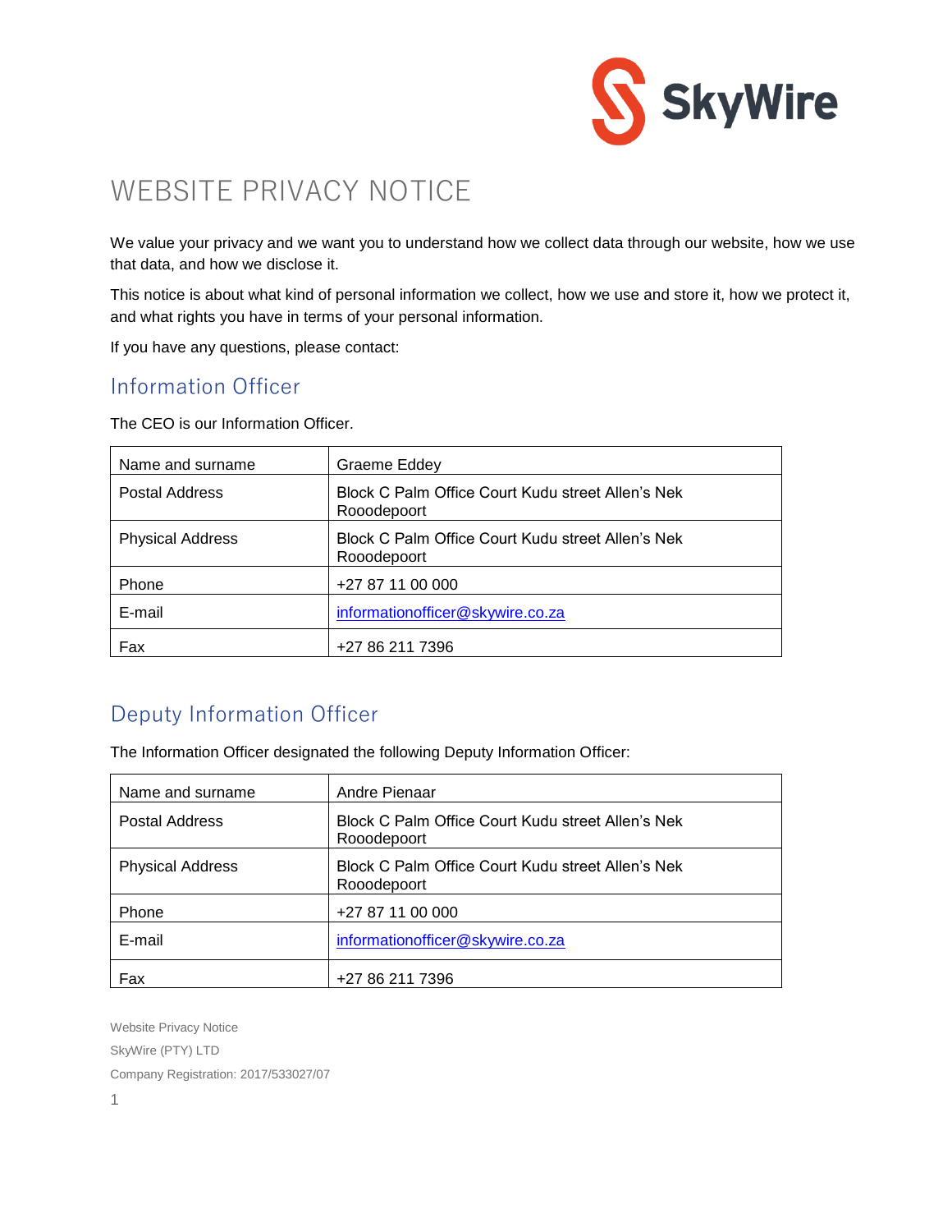# WEBSITE PRIVACY NOTICE

We value your privacy and we want you to understand how we collect data through our website, how we use that data, and how we disclose it.

This notice is about what kind of personal information we collect, how we use and store it, how we protect it, and what rights you have in terms of your personal information.

If you have any questions, please contact:

## Information Officer

The CEO is our Information Officer.

| Name and surname | Graeme Eddey |
|---|---|
| Postal Address | Block C Palm Office Court Kudu street Allen's Nek Rooodepoort |
| Physical Address | Block C Palm Office Court Kudu street Allen's Nek Rooodepoort |
| Phone | +27 87 11 00 000 |
| E-mail | informationofficer@skywire.co.za |
| Fax | +27 86 211 7396 |

## Deputy Information Officer

The Information Officer designated the following Deputy Information Officer:

| Name and surname | Andre Pienaar |
|---|---|
| Postal Address | Block C Palm Office Court Kudu street Allen's Nek Rooodepoort |
| Physical Address | Block C Palm Office Court Kudu street Allen's Nek Rooodepoort |
| Phone | +27 87 11 00 000 |
| E-mail | informationofficer@skywire.co.za |
| Fax | +27 86 211 7396 |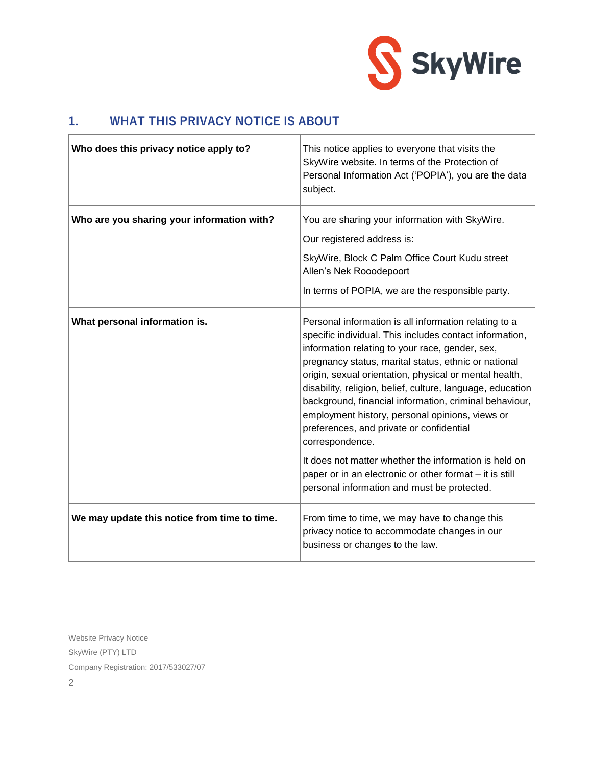## 1. WHAT THIS PRIVACY NOTICE IS ABOUT

| | |
|---|---|
| **Who does this privacy notice apply to?** | This notice applies to everyone that visits the SkyWire website. In terms of the Protection of Personal Information Act ('POPIA'), you are the data subject. |
| **Who are you sharing your information with?** | You are sharing your information with SkyWire.<br><br>Our registered address is:<br><br>SkyWire, Block C Palm Office Court Kudu street Allen's Nek Rooodepoort<br><br>In terms of POPIA, we are the responsible party. |
| **What personal information is.** | Personal information is all information relating to a specific individual. This includes contact information, information relating to your race, gender, sex, pregnancy status, marital status, ethnic or national origin, sexual orientation, physical or mental health, disability, religion, belief, culture, language, education background, financial information, criminal behaviour, employment history, personal opinions, views or preferences, and private or confidential correspondence.<br><br>It does not matter whether the information is held on paper or in an electronic or other format – it is still personal information and must be protected. |
| **We may update this notice from time to time.** | From time to time, we may have to change this privacy notice to accommodate changes in our business or changes to the law. |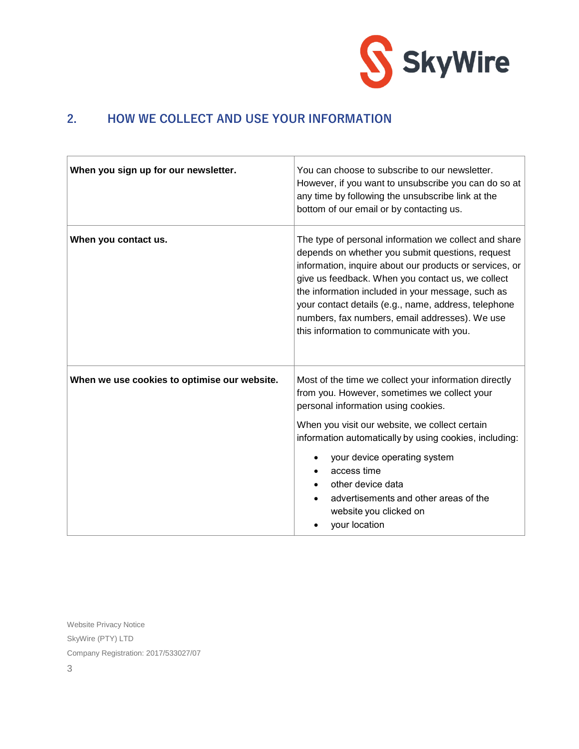## 2. HOW WE COLLECT AND USE YOUR INFORMATION

| | |
|---|---|
| **When you sign up for our newsletter.** | You can choose to subscribe to our newsletter. However, if you want to unsubscribe you can do so at any time by following the unsubscribe link at the bottom of our email or by contacting us. |
| **When you contact us.** | The type of personal information we collect and share depends on whether you submit questions, request information, inquire about our products or services, or give us feedback. When you contact us, we collect the information included in your message, such as your contact details (e.g., name, address, telephone numbers, fax numbers, email addresses). We use this information to communicate with you. |
| **When we use cookies to optimise our website.** | Most of the time we collect your information directly from you. However, sometimes we collect your personal information using cookies.<br><br>When you visit our website, we collect certain information automatically by using cookies, including:<br><br>• your device operating system<br>• access time<br>• other device data<br>• advertisements and other areas of the website you clicked on<br>• your location |

Website Privacy Notice
SkyWire (PTY) LTD
Company Registration: 2017/533027/07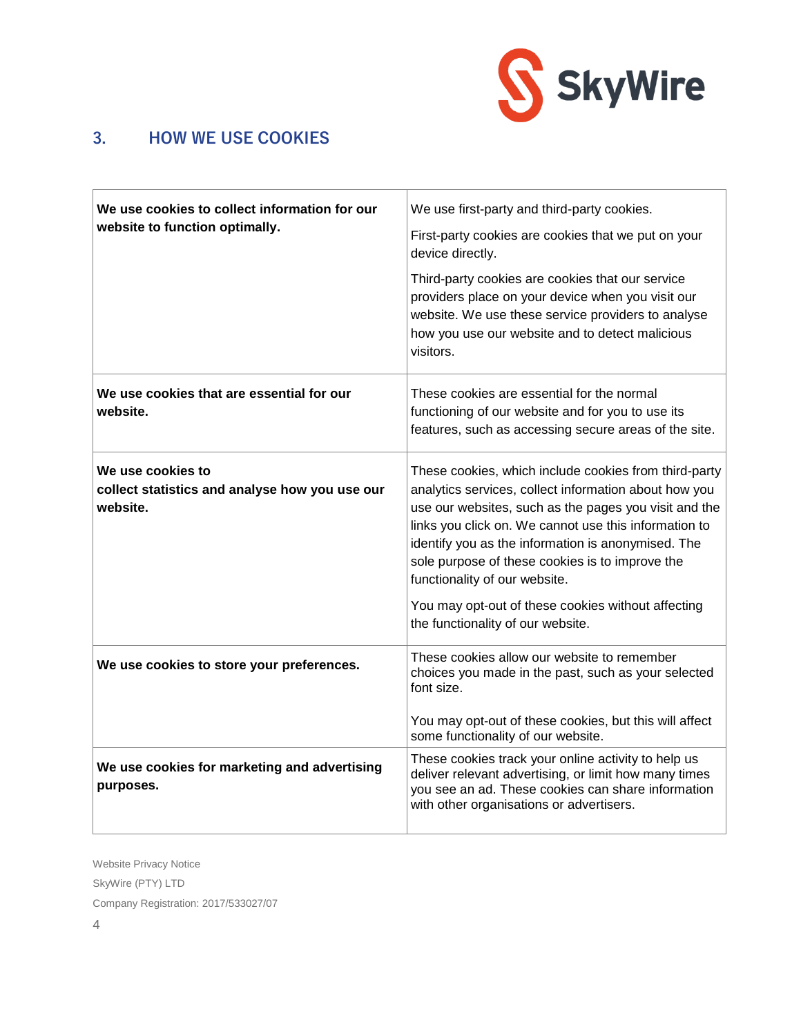## 3. HOW WE USE COOKIES

| | |
|---|---|
| **We use cookies to collect information for our website to function optimally.** | We use first-party and third-party cookies.<br><br>First-party cookies are cookies that we put on your device directly.<br><br>Third-party cookies are cookies that our service providers place on your device when you visit our website. We use these service providers to analyse how you use our website and to detect malicious visitors. |
| **We use cookies that are essential for our website.** | These cookies are essential for the normal functioning of our website and for you to use its features, such as accessing secure areas of the site. |
| **We use cookies to collect statistics and analyse how you use our website.** | These cookies, which include cookies from third-party analytics services, collect information about how you use our websites, such as the pages you visit and the links you click on. We cannot use this information to identify you as the information is anonymised. The sole purpose of these cookies is to improve the functionality of our website.<br><br>You may opt-out of these cookies without affecting the functionality of our website. |
| **We use cookies to store your preferences.** | These cookies allow our website to remember choices you made in the past, such as your selected font size.<br><br>You may opt-out of these cookies, but this will affect some functionality of our website. |
| **We use cookies for marketing and advertising purposes.** | These cookies track your online activity to help us deliver relevant advertising, or limit how many times you see an ad. These cookies can share information with other organisations or advertisers. |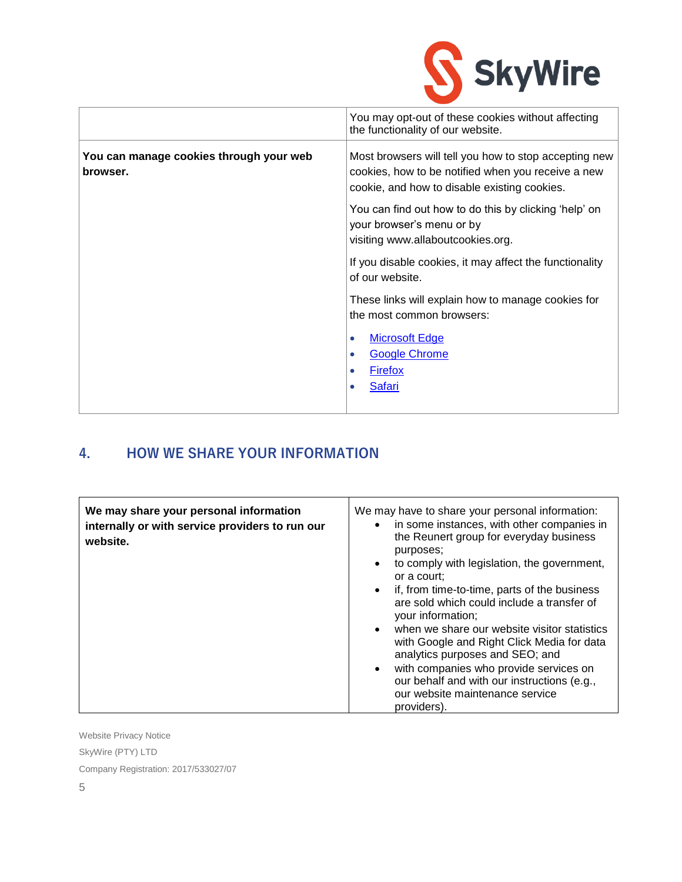| | |
|---|---|
| | You may opt-out of these cookies without affecting the functionality of our website. |
| **You can manage cookies through your web browser.** | Most browsers will tell you how to stop accepting new cookies, how to be notified when you receive a new cookie, and how to disable existing cookies.<br><br>You can find out how to do this by clicking 'help' on your browser's menu or by visiting www.allaboutcookies.org.<br><br>If you disable cookies, it may affect the functionality of our website.<br><br>These links will explain how to manage cookies for the most common browsers:<br>• Microsoft Edge<br>• Google Chrome<br>• Firefox<br>• Safari |

## 4. HOW WE SHARE YOUR INFORMATION

| | |
|---|---|
| **We may share your personal information internally or with service providers to run our website.** | We may have to share your personal information:<br>• in some instances, with other companies in the Reunert group for everyday business purposes;<br>• to comply with legislation, the government, or a court;<br>• if, from time-to-time, parts of the business are sold which could include a transfer of your information;<br>• when we share our website visitor statistics with Google and Right Click Media for data analytics purposes and SEO; and<br>• with companies who provide services on our behalf and with our instructions (e.g., our website maintenance service providers). |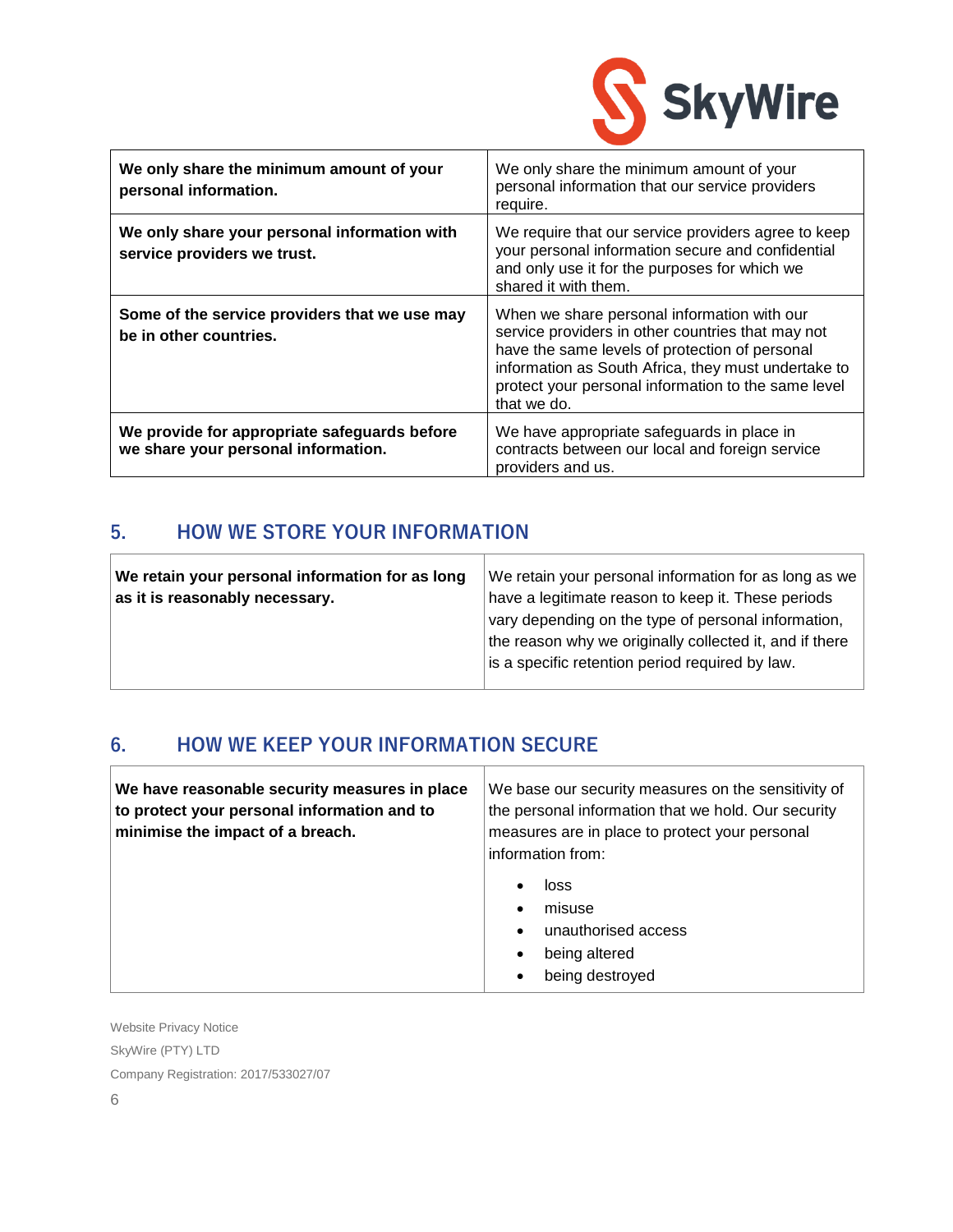| We only share the minimum amount of your personal information. | We only share the minimum amount of your personal information that our service providers require. |
|---|---|
| We only share your personal information with service providers we trust. | We require that our service providers agree to keep your personal information secure and confidential and only use it for the purposes for which we shared it with them. |
| Some of the service providers that we use may be in other countries. | When we share personal information with our service providers in other countries that may not have the same levels of protection of personal information as South Africa, they must undertake to protect your personal information to the same level that we do. |
| We provide for appropriate safeguards before we share your personal information. | We have appropriate safeguards in place in contracts between our local and foreign service providers and us. |

## 5. HOW WE STORE YOUR INFORMATION

| We retain your personal information for as long as it is reasonably necessary. | We retain your personal information for as long as we have a legitimate reason to keep it. These periods vary depending on the type of personal information, the reason why we originally collected it, and if there is a specific retention period required by law. |
|---|---|

## 6. HOW WE KEEP YOUR INFORMATION SECURE

| We have reasonable security measures in place to protect your personal information and to minimise the impact of a breach. | We base our security measures on the sensitivity of the personal information that we hold. Our security measures are in place to protect your personal information from:<br>• loss<br>• misuse<br>• unauthorised access<br>• being altered<br>• being destroyed |
|---|---|

Website Privacy Notice

SkyWire (PTY) LTD

Company Registration: 2017/533027/07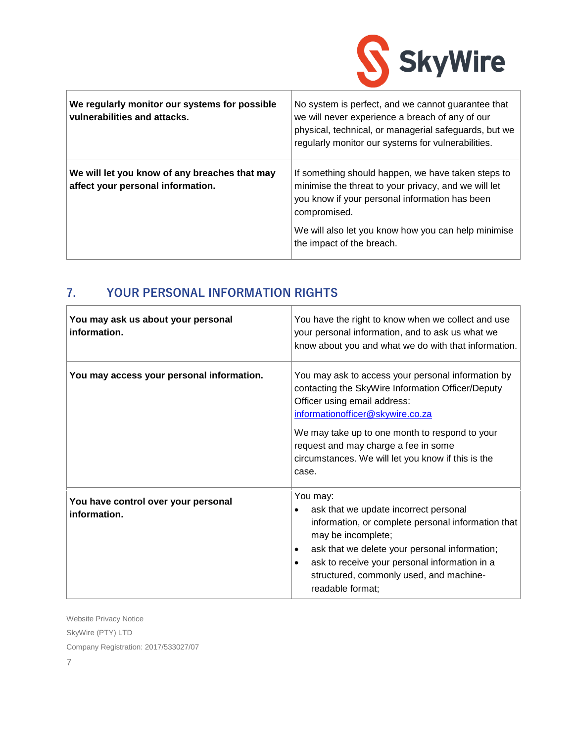| | |
|---|---|
| **We regularly monitor our systems for possible vulnerabilities and attacks.** | No system is perfect, and we cannot guarantee that we will never experience a breach of any of our physical, technical, or managerial safeguards, but we regularly monitor our systems for vulnerabilities. |
| **We will let you know of any breaches that may affect your personal information.** | If something should happen, we have taken steps to minimise the threat to your privacy, and we will let you know if your personal information has been compromised.<br><br>We will also let you know how you can help minimise the impact of the breach. |

## 7. YOUR PERSONAL INFORMATION RIGHTS

| | |
|---|---|
| **You may ask us about your personal information.** | You have the right to know when we collect and use your personal information, and to ask us what we know about you and what we do with that information. |
| **You may access your personal information.** | You may ask to access your personal information by contacting the SkyWire Information Officer/Deputy Officer using email address: informationofficer@skywire.co.za<br><br>We may take up to one month to respond to your request and may charge a fee in some circumstances. We will let you know if this is the case. |
| **You have control over your personal information.** | You may:<br>• ask that we update incorrect personal information, or complete personal information that may be incomplete;<br>• ask that we delete your personal information;<br>• ask to receive your personal information in a structured, commonly used, and machine-readable format; |

Website Privacy Notice

SkyWire (PTY) LTD

Company Registration: 2017/533027/07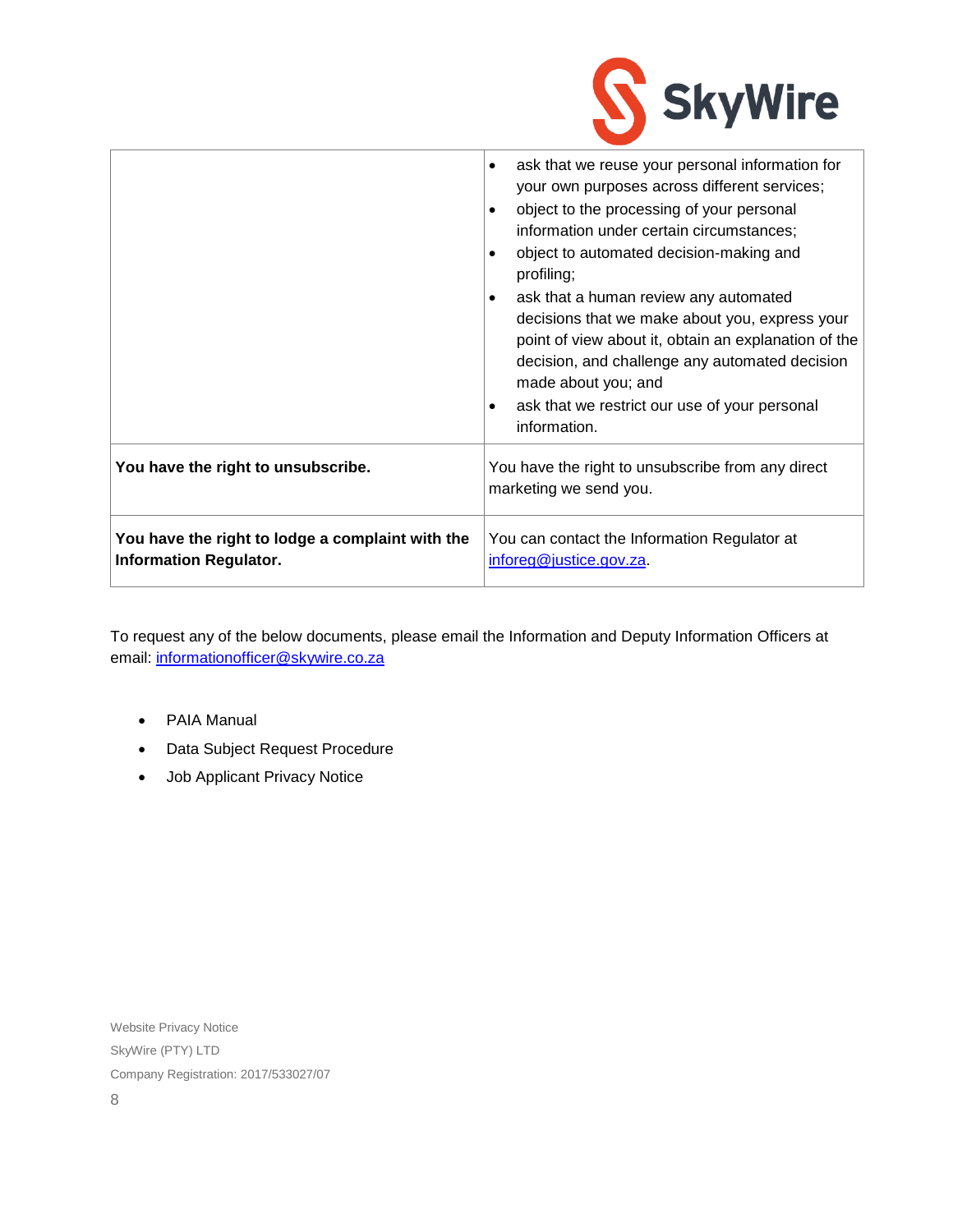| | |
|---|---|
| | • ask that we reuse your personal information for your own purposes across different services;<br>• object to the processing of your personal information under certain circumstances;<br>• object to automated decision-making and profiling;<br>• ask that a human review any automated decisions that we make about you, express your point of view about it, obtain an explanation of the decision, and challenge any automated decision made about you; and<br>• ask that we restrict our use of your personal information. |
| **You have the right to unsubscribe.** | You have the right to unsubscribe from any direct marketing we send you. |
| **You have the right to lodge a complaint with the Information Regulator.** | You can contact the Information Regulator at inforeg@justice.gov.za. |

To request any of the below documents, please email the Information and Deputy Information Officers at email: informationofficer@skywire.co.za

- PAIA Manual
- Data Subject Request Procedure
- Job Applicant Privacy Notice